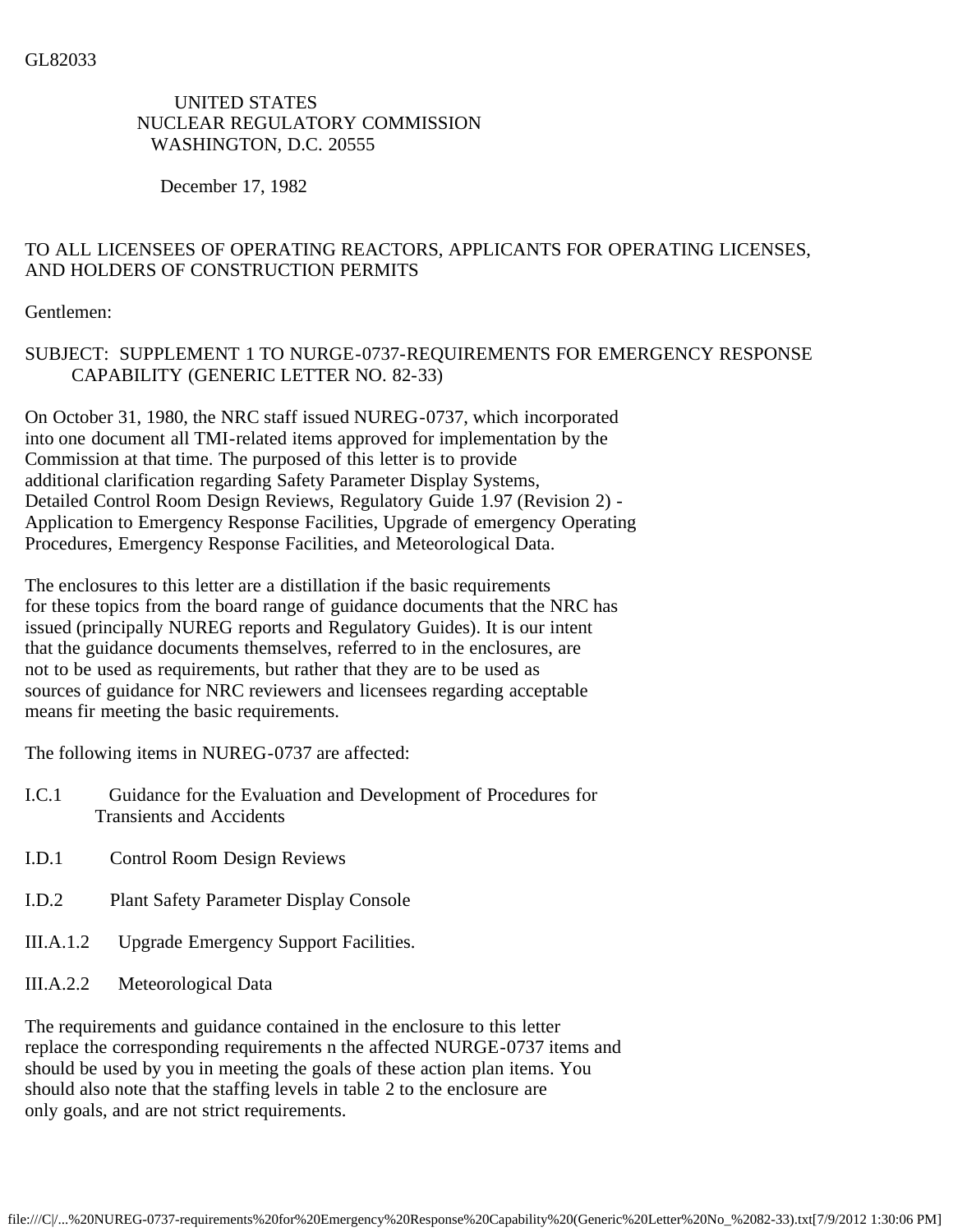GL82033

UNITED STATES
NUCLEAR REGULATORY COMMISSION
WASHINGTON, D.C. 20555

December 17, 1982

TO ALL LICENSEES OF OPERATING REACTORS, APPLICANTS FOR OPERATING LICENSES, AND HOLDERS OF CONSTRUCTION PERMITS

Gentlemen:

SUBJECT: SUPPLEMENT 1 TO NURGE-0737-REQUIREMENTS FOR EMERGENCY RESPONSE CAPABILITY (GENERIC LETTER NO. 82-33)

On October 31, 1980, the NRC staff issued NUREG-0737, which incorporated into one document all TMI-related items approved for implementation by the Commission at that time. The purposed of this letter is to provide additional clarification regarding Safety Parameter Display Systems, Detailed Control Room Design Reviews, Regulatory Guide 1.97 (Revision 2) - Application to Emergency Response Facilities, Upgrade of emergency Operating Procedures, Emergency Response Facilities, and Meteorological Data.

The enclosures to this letter are a distillation if the basic requirements for these topics from the board range of guidance documents that the NRC has issued (principally NUREG reports and Regulatory Guides). It is our intent that the guidance documents themselves, referred to in the enclosures, are not to be used as requirements, but rather that they are to be used as sources of guidance for NRC reviewers and licensees regarding acceptable means fir meeting the basic requirements.

The following items in NUREG-0737 are affected:

- I.C.1 Guidance for the Evaluation and Development of Procedures for Transients and Accidents
- I.D.1 Control Room Design Reviews
- I.D.2 Plant Safety Parameter Display Console
- III.A.1.2 Upgrade Emergency Support Facilities.
- III.A.2.2 Meteorological Data

The requirements and guidance contained in the enclosure to this letter replace the corresponding requirements n the affected NURGE-0737 items and should be used by you in meeting the goals of these action plan items. You should also note that the staffing levels in table 2 to the enclosure are only goals, and are not strict requirements.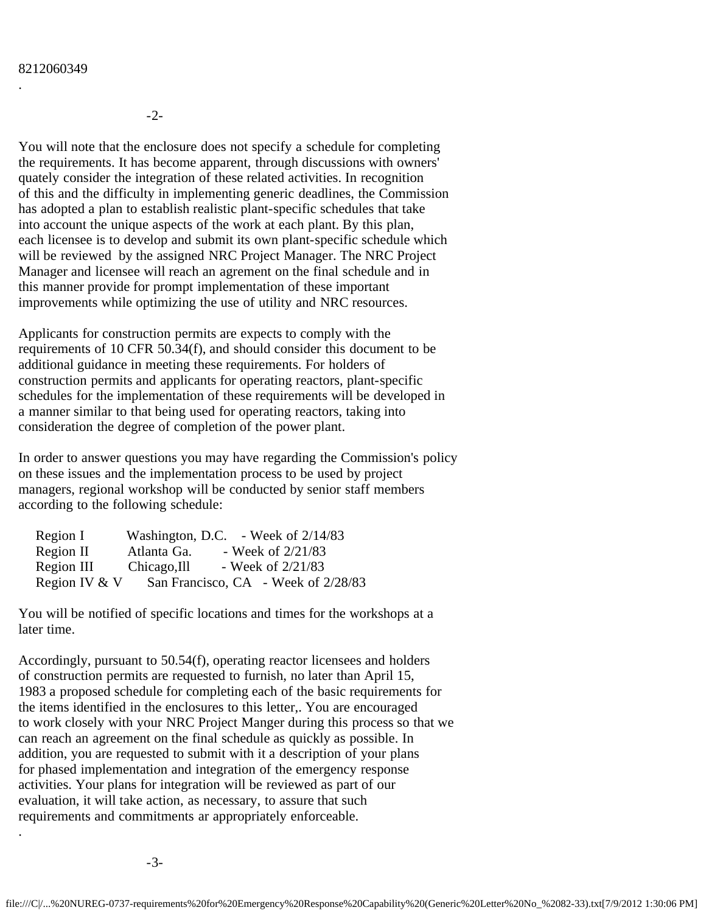8212060349

You will note that the enclosure does not specify a schedule for completing the requirements. It has become apparent, through discussions with owners' quately consider the integration of these related activities. In recognition of this and the difficulty in implementing generic deadlines, the Commission has adopted a plan to establish realistic plant-specific schedules that take into account the unique aspects of the work at each plant. By this plan, each licensee is to develop and submit its own plant-specific schedule which will be reviewed by the assigned NRC Project Manager. The NRC Project Manager and licensee will reach an agrement on the final schedule and in this manner provide for prompt implementation of these important improvements while optimizing the use of utility and NRC resources.

Applicants for construction permits are expects to comply with the requirements of 10 CFR 50.34(f), and should consider this document to be additional guidance in meeting these requirements. For holders of construction permits and applicants for operating reactors, plant-specific schedules for the implementation of these requirements will be developed in a manner similar to that being used for operating reactors, taking into consideration the degree of completion of the power plant.

In order to answer questions you may have regarding the Commission's policy on these issues and the implementation process to be used by project managers, regional workshop will be conducted by senior staff members according to the following schedule:

| | | |
|---|---|---|
| Region I | Washington, D.C. | - Week of 2/14/83 |
| Region II | Atlanta Ga. | - Week of 2/21/83 |
| Region III | Chicago,Ill | - Week of 2/21/83 |
| Region IV & V | San Francisco, CA | - Week of 2/28/83 |

You will be notified of specific locations and times for the workshops at a later time.

Accordingly, pursuant to 50.54(f), operating reactor licensees and holders of construction permits are requested to furnish, no later than April 15, 1983 a proposed schedule for completing each of the basic requirements for the items identified in the enclosures to this letter,. You are encouraged to work closely with your NRC Project Manger during this process so that we can reach an agreement on the final schedule as quickly as possible. In addition, you are requested to submit with it a description of your plans for phased implementation and integration of the emergency response activities. Your plans for integration will be reviewed as part of our evaluation, it will take action, as necessary, to assure that such requirements and commitments ar appropriately enforceable.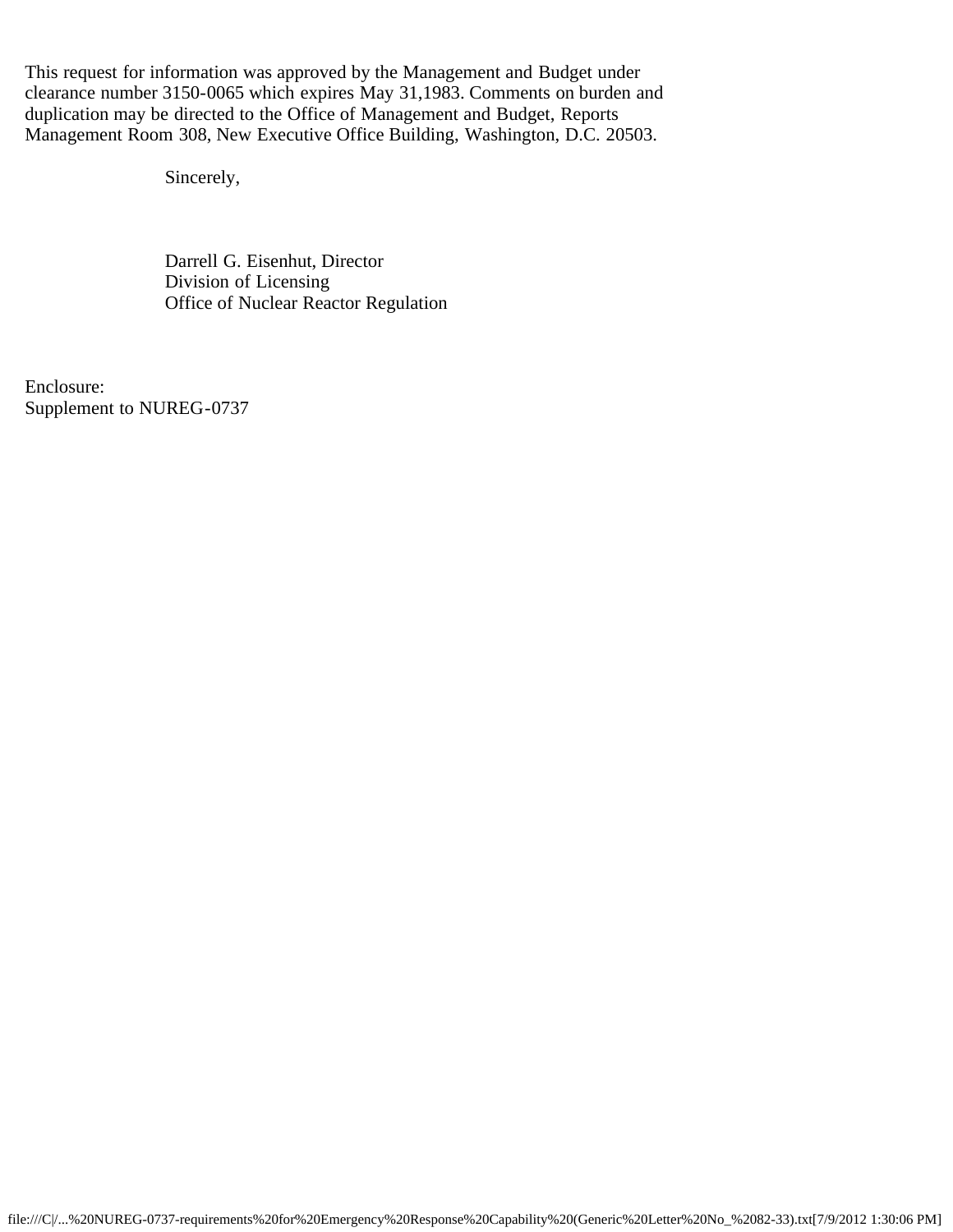This request for information was approved by the Management and Budget under clearance number 3150-0065 which expires May 31,1983. Comments on burden and duplication may be directed to the Office of Management and Budget, Reports Management Room 308, New Executive Office Building, Washington, D.C. 20503.

Sincerely,

Darrell G. Eisenhut, Director
Division of Licensing
Office of Nuclear Reactor Regulation

Enclosure:
Supplement to NUREG-0737